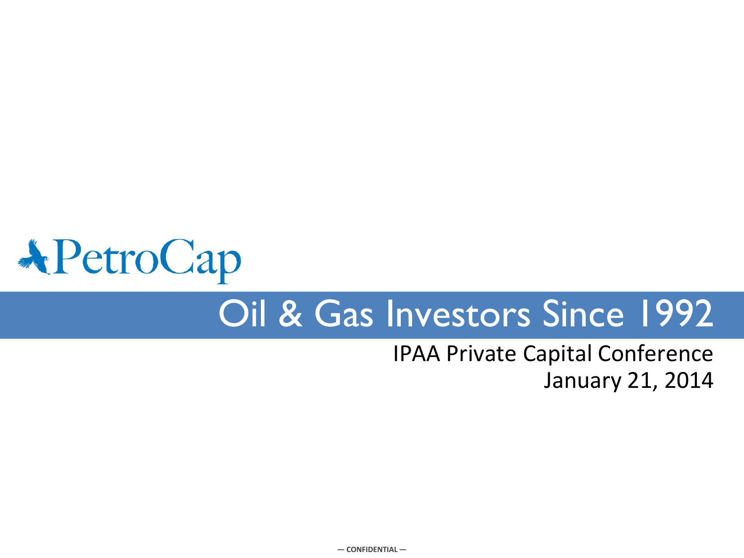PetroCap

# Oil & Gas Investors Since 1992

IPAA Private Capital Conference
January 21, 2014

— CONFIDENTIAL —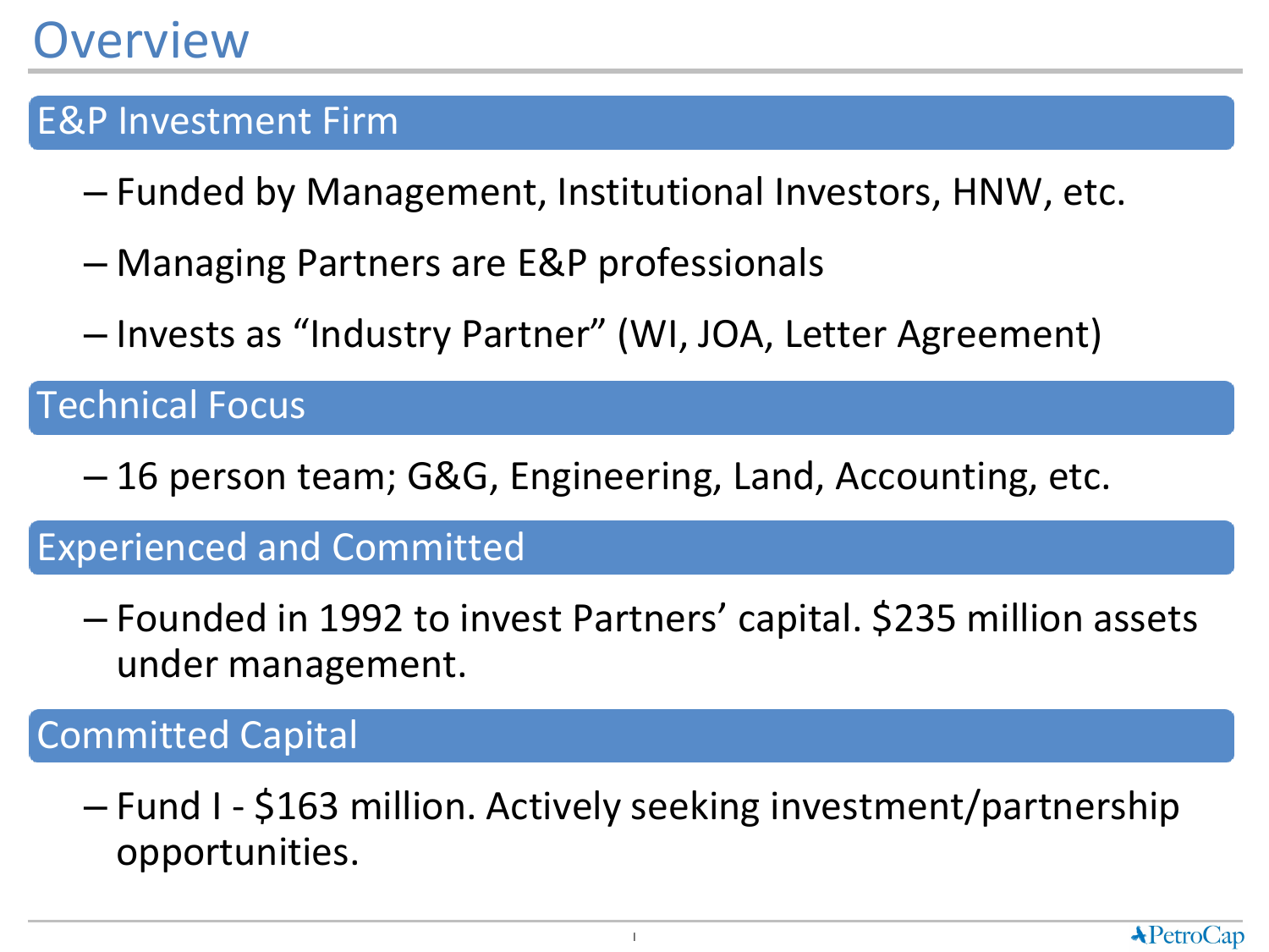# Overview

## E&P Investment Firm

- Funded by Management, Institutional Investors, HNW, etc.
- Managing Partners are E&P professionals
- Invests as "Industry Partner" (WI, JOA, Letter Agreement)

## Technical Focus

- 16 person team; G&G, Engineering, Land, Accounting, etc.

## Experienced and Committed

- Founded in 1992 to invest Partners' capital. $235 million assets under management.

## Committed Capital

- Fund I - $163 million. Actively seeking investment/partnership opportunities.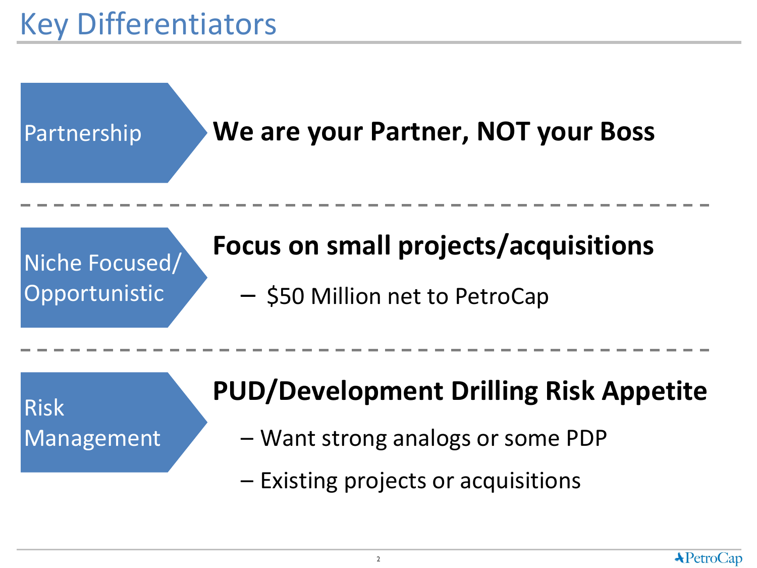# Key Differentiators

**Partnership**

**We are your Partner, NOT your Boss**

---

**Niche Focused/ Opportunistic**

**Focus on small projects/acquisitions**

- $50 Million net to PetroCap

---

**Risk Management**

**PUD/Development Drilling Risk Appetite**

- Want strong analogs or some PDP
- Existing projects or acquisitions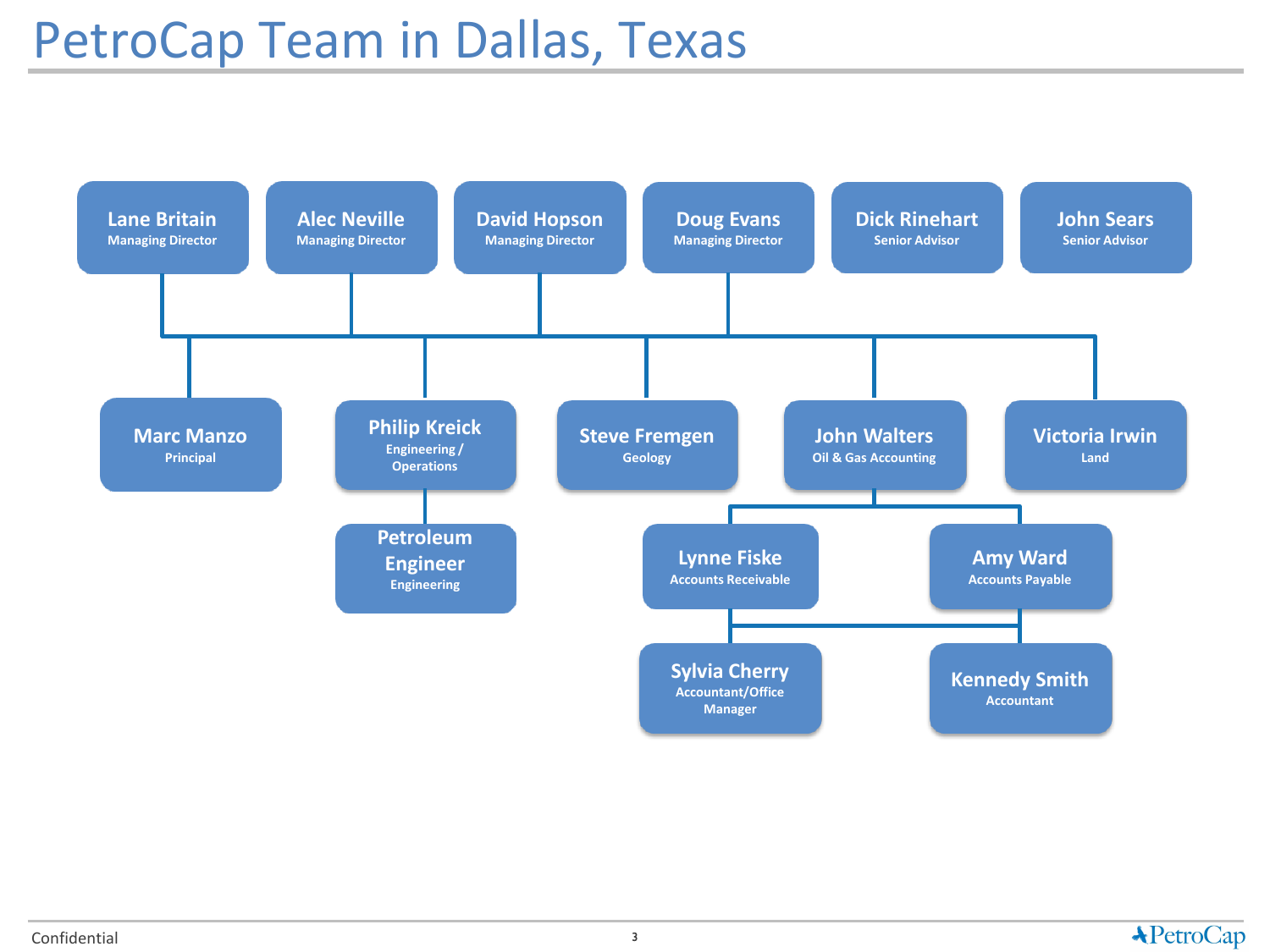# PetroCap Team in Dallas, Texas

**Lane Britain**
Managing Director

**Alec Neville**
Managing Director

**David Hopson**
Managing Director

**Doug Evans**
Managing Director

**Dick Rinehart**
Senior Advisor

**John Sears**
Senior Advisor

**Marc Manzo**
Principal

**Philip Kreick**
Engineering / Operations

**Petroleum Engineer**
Engineering

**Steve Fremgen**
Geology

**John Walters**
Oil & Gas Accounting

**Lynne Fiske**
Accounts Receivable

**Amy Ward**
Accounts Payable

**Sylvia Cherry**
Accountant/Office Manager

**Kennedy Smith**
Accountant

**Victoria Irwin**
Land

Confidential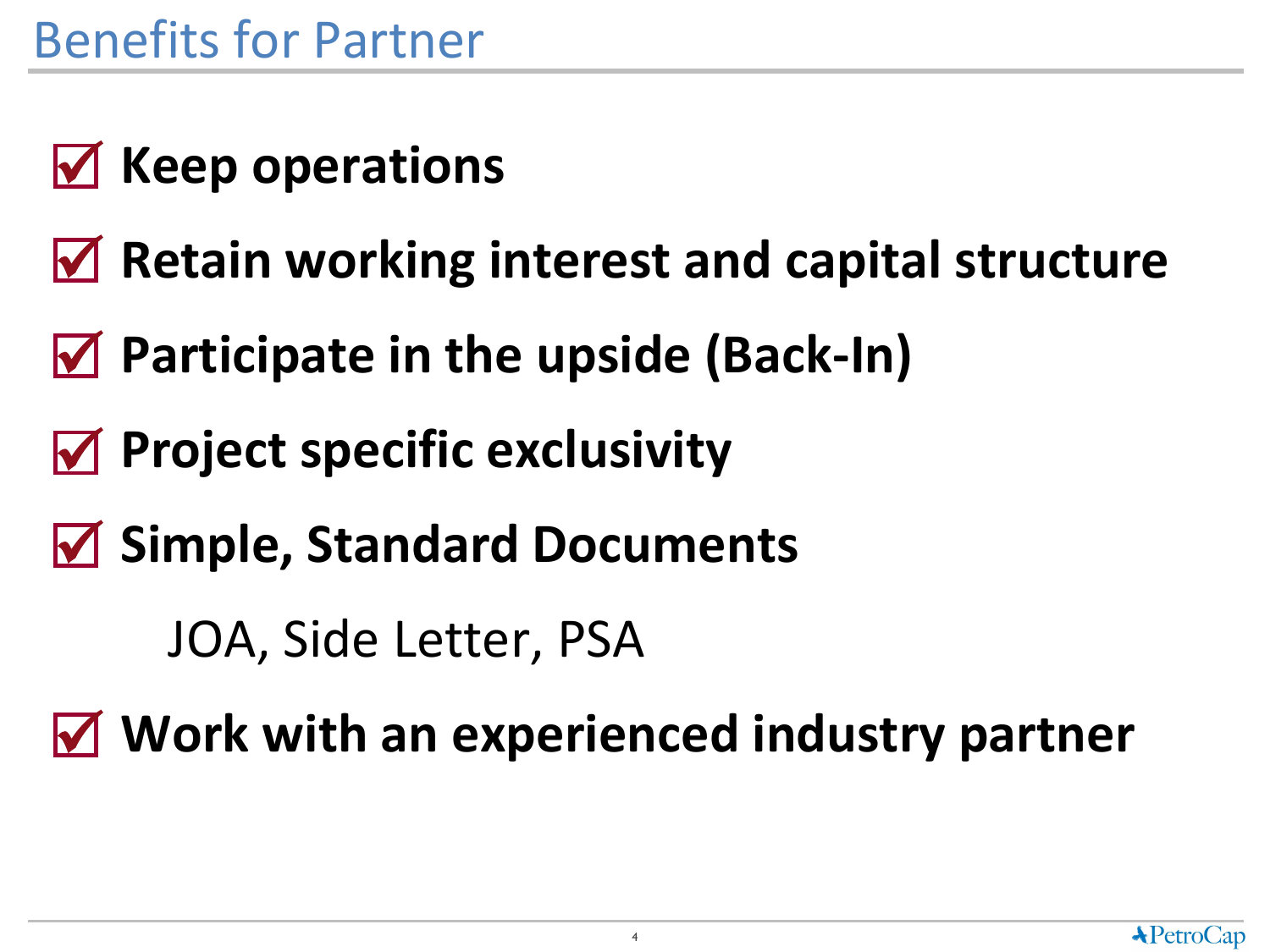# Benefits for Partner

- ☑ **Keep operations**
- ☑ **Retain working interest and capital structure**
- ☑ **Participate in the upside (Back-In)**
- ☑ **Project specific exclusivity**
- ☑ **Simple, Standard Documents**
  - JOA, Side Letter, PSA
- ☑ **Work with an experienced industry partner**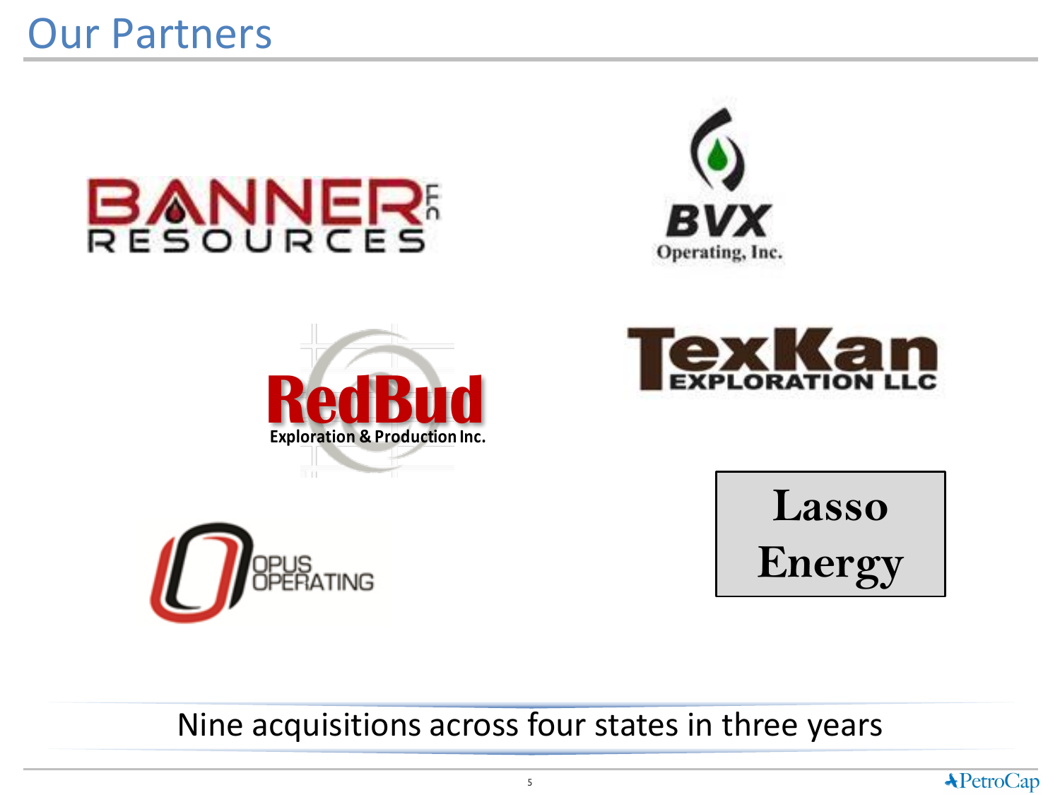# Our Partners

BANNER RESOURCES

BVX Operating, Inc.

RedBud Exploration & Production Inc.

TexKan EXPLORATION LLC

OPUS OPERATING

Lasso Energy

Nine acquisitions across four states in three years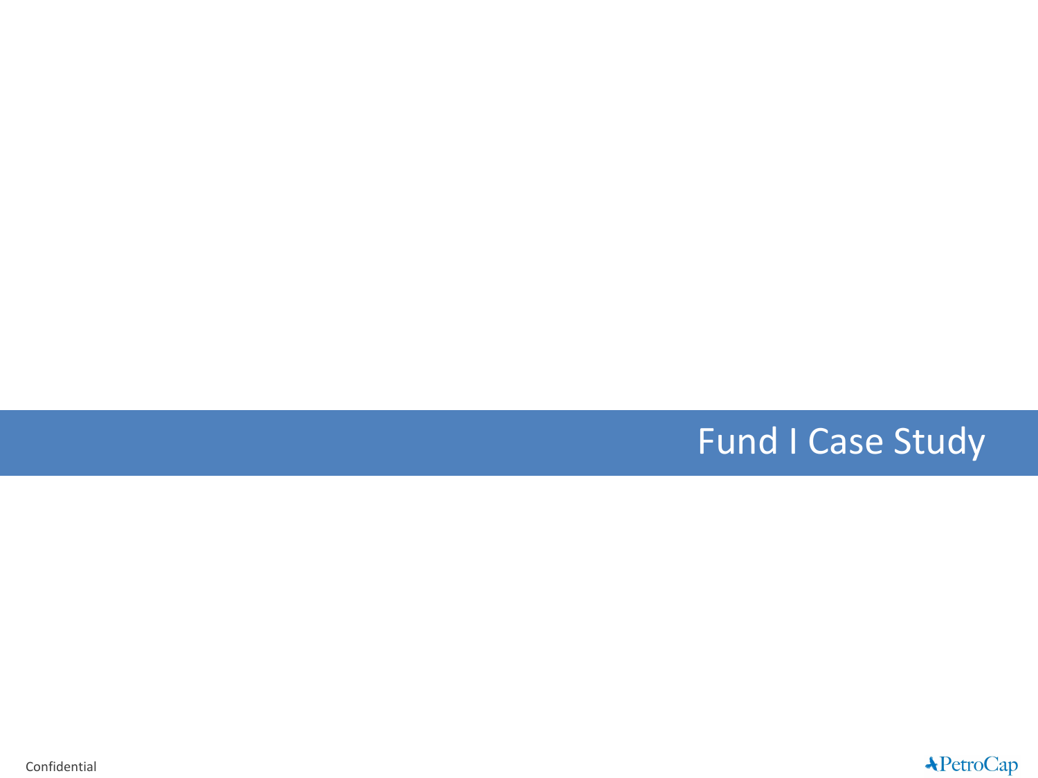# Fund I Case Study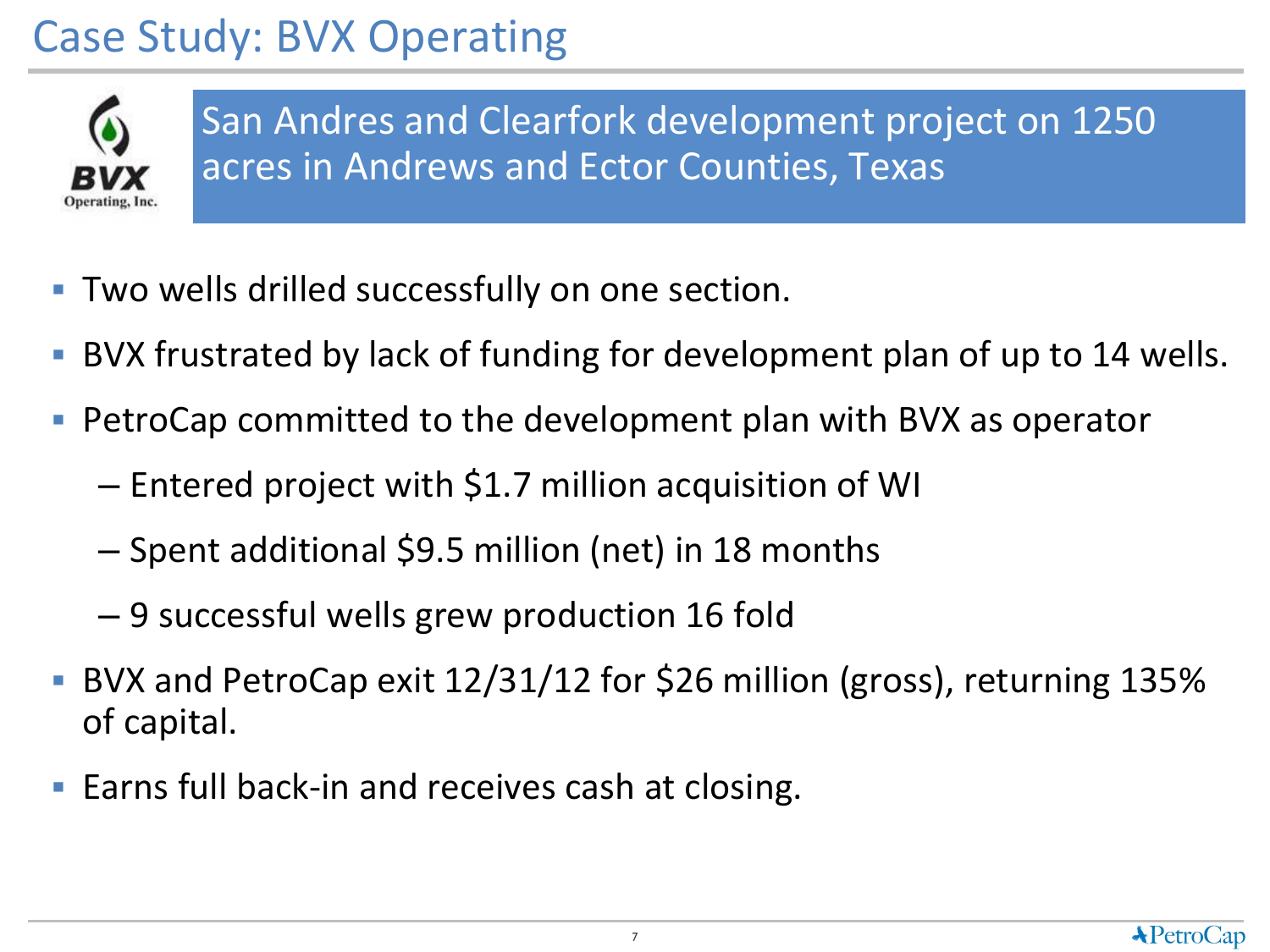# Case Study: BVX Operating

BVX Operating, Inc.

**San Andres and Clearfork development project on 1250 acres in Andrews and Ector Counties, Texas**

- Two wells drilled successfully on one section.
- BVX frustrated by lack of funding for development plan of up to 14 wells.
- PetroCap committed to the development plan with BVX as operator
  - Entered project with $1.7 million acquisition of WI
  - Spent additional $9.5 million (net) in 18 months
  - 9 successful wells grew production 16 fold
- BVX and PetroCap exit 12/31/12 for $26 million (gross), returning 135% of capital.
- Earns full back-in and receives cash at closing.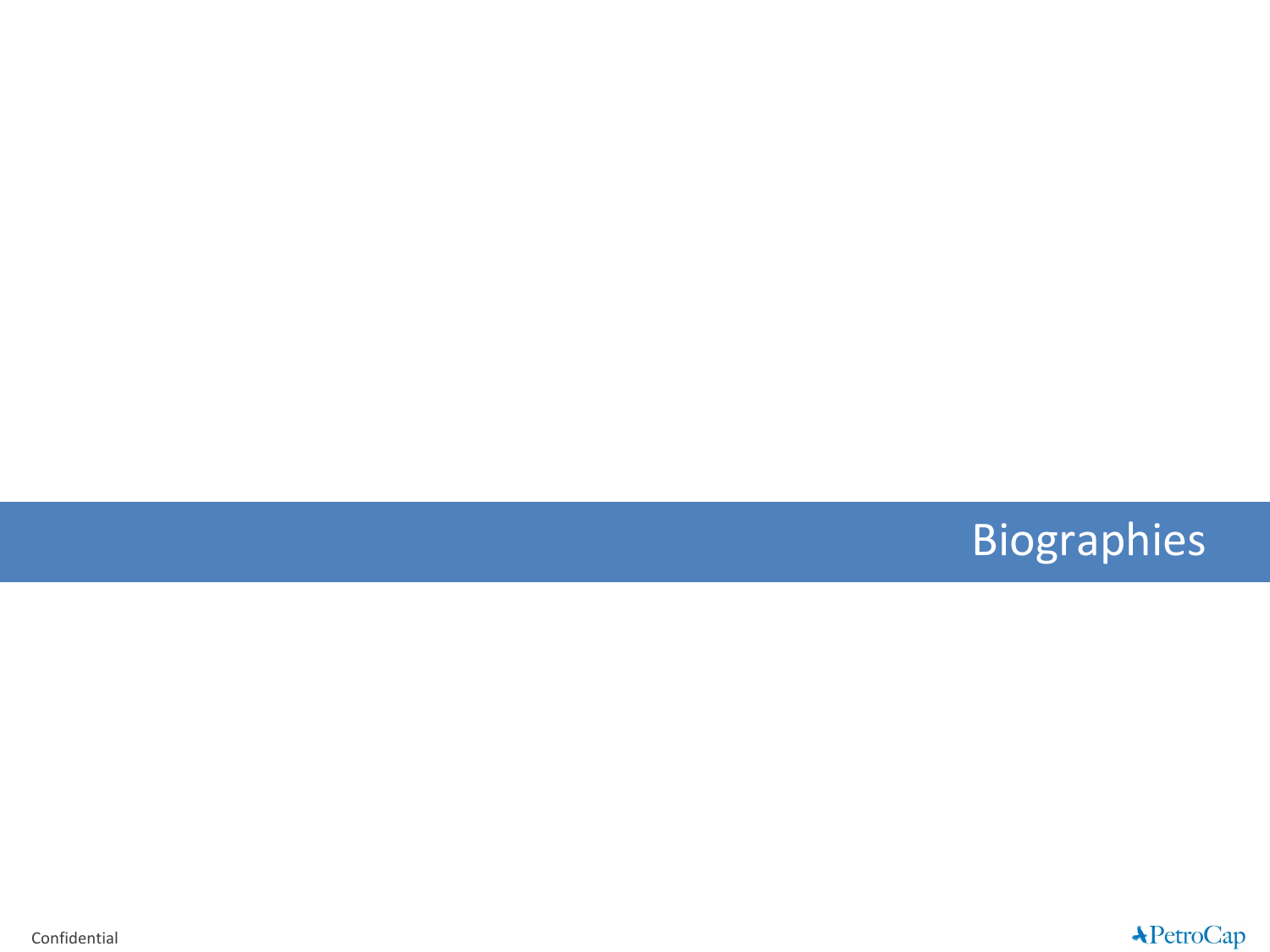# Biographies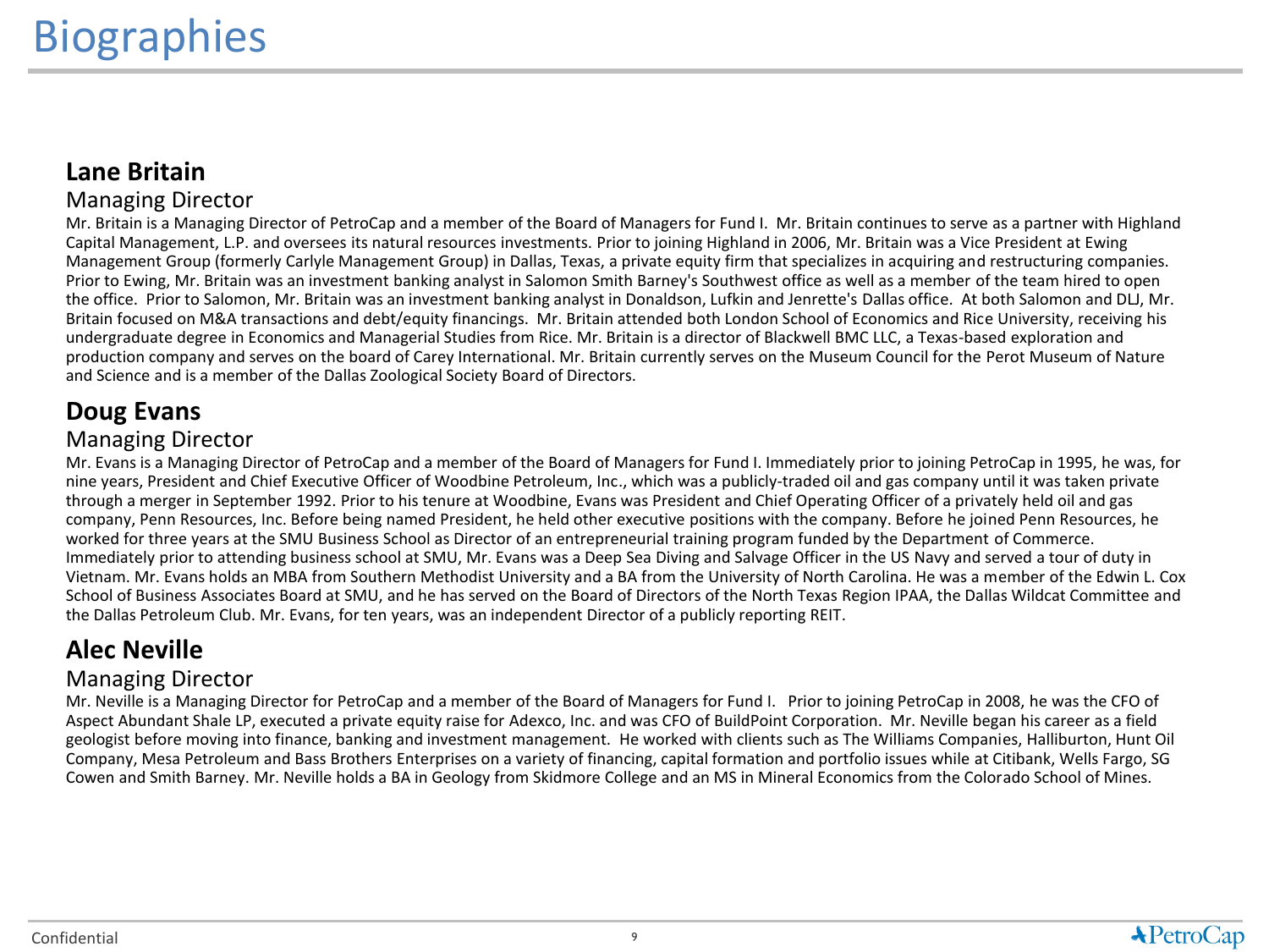# Biographies

## Lane Britain

### Managing Director

Mr. Britain is a Managing Director of PetroCap and a member of the Board of Managers for Fund I. Mr. Britain continues to serve as a partner with Highland Capital Management, L.P. and oversees its natural resources investments. Prior to joining Highland in 2006, Mr. Britain was a Vice President at Ewing Management Group (formerly Carlyle Management Group) in Dallas, Texas, a private equity firm that specializes in acquiring and restructuring companies. Prior to Ewing, Mr. Britain was an investment banking analyst in Salomon Smith Barney's Southwest office as well as a member of the team hired to open the office. Prior to Salomon, Mr. Britain was an investment banking analyst in Donaldson, Lufkin and Jenrette's Dallas office. At both Salomon and DLJ, Mr. Britain focused on M&A transactions and debt/equity financings. Mr. Britain attended both London School of Economics and Rice University, receiving his undergraduate degree in Economics and Managerial Studies from Rice. Mr. Britain is a director of Blackwell BMC LLC, a Texas-based exploration and production company and serves on the board of Carey International. Mr. Britain currently serves on the Museum Council for the Perot Museum of Nature and Science and is a member of the Dallas Zoological Society Board of Directors.

## Doug Evans

### Managing Director

Mr. Evans is a Managing Director of PetroCap and a member of the Board of Managers for Fund I. Immediately prior to joining PetroCap in 1995, he was, for nine years, President and Chief Executive Officer of Woodbine Petroleum, Inc., which was a publicly-traded oil and gas company until it was taken private through a merger in September 1992. Prior to his tenure at Woodbine, Evans was President and Chief Operating Officer of a privately held oil and gas company, Penn Resources, Inc. Before being named President, he held other executive positions with the company. Before he joined Penn Resources, he worked for three years at the SMU Business School as Director of an entrepreneurial training program funded by the Department of Commerce. Immediately prior to attending business school at SMU, Mr. Evans was a Deep Sea Diving and Salvage Officer in the US Navy and served a tour of duty in Vietnam. Mr. Evans holds an MBA from Southern Methodist University and a BA from the University of North Carolina. He was a member of the Edwin L. Cox School of Business Associates Board at SMU, and he has served on the Board of Directors of the North Texas Region IPAA, the Dallas Wildcat Committee and the Dallas Petroleum Club. Mr. Evans, for ten years, was an independent Director of a publicly reporting REIT.

## Alec Neville

### Managing Director

Mr. Neville is a Managing Director for PetroCap and a member of the Board of Managers for Fund I. Prior to joining PetroCap in 2008, he was the CFO of Aspect Abundant Shale LP, executed a private equity raise for Adexco, Inc. and was CFO of BuildPoint Corporation. Mr. Neville began his career as a field geologist before moving into finance, banking and investment management. He worked with clients such as The Williams Companies, Halliburton, Hunt Oil Company, Mesa Petroleum and Bass Brothers Enterprises on a variety of financing, capital formation and portfolio issues while at Citibank, Wells Fargo, SG Cowen and Smith Barney. Mr. Neville holds a BA in Geology from Skidmore College and an MS in Mineral Economics from the Colorado School of Mines.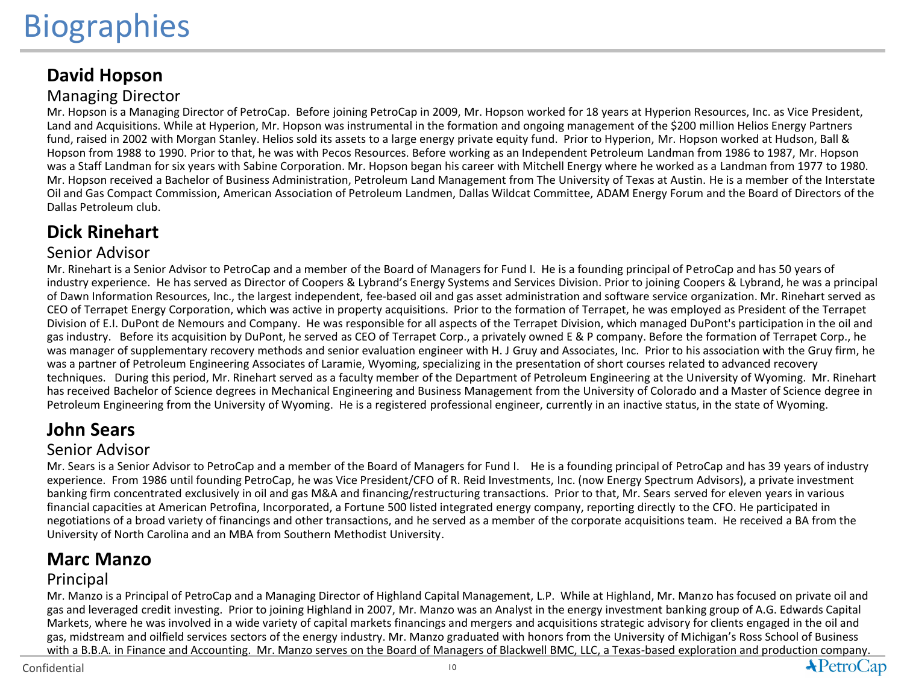# Biographies

## David Hopson

### Managing Director

Mr. Hopson is a Managing Director of PetroCap. Before joining PetroCap in 2009, Mr. Hopson worked for 18 years at Hyperion Resources, Inc. as Vice President, Land and Acquisitions. While at Hyperion, Mr. Hopson was instrumental in the formation and ongoing management of the $200 million Helios Energy Partners fund, raised in 2002 with Morgan Stanley. Helios sold its assets to a large energy private equity fund. Prior to Hyperion, Mr. Hopson worked at Hudson, Ball & Hopson from 1988 to 1990. Prior to that, he was with Pecos Resources. Before working as an Independent Petroleum Landman from 1986 to 1987, Mr. Hopson was a Staff Landman for six years with Sabine Corporation. Mr. Hopson began his career with Mitchell Energy where he worked as a Landman from 1977 to 1980. Mr. Hopson received a Bachelor of Business Administration, Petroleum Land Management from The University of Texas at Austin. He is a member of the Interstate Oil and Gas Compact Commission, American Association of Petroleum Landmen, Dallas Wildcat Committee, ADAM Energy Forum and the Board of Directors of the Dallas Petroleum club.

## Dick Rinehart

### Senior Advisor

Mr. Rinehart is a Senior Advisor to PetroCap and a member of the Board of Managers for Fund I. He is a founding principal of PetroCap and has 50 years of industry experience. He has served as Director of Coopers & Lybrand's Energy Systems and Services Division. Prior to joining Coopers & Lybrand, he was a principal of Dawn Information Resources, Inc., the largest independent, fee-based oil and gas asset administration and software service organization. Mr. Rinehart served as CEO of Terrapet Energy Corporation, which was active in property acquisitions. Prior to the formation of Terrapet, he was employed as President of the Terrapet Division of E.I. DuPont de Nemours and Company. He was responsible for all aspects of the Terrapet Division, which managed DuPont's participation in the oil and gas industry. Before its acquisition by DuPont, he served as CEO of Terrapet Corp., a privately owned E & P company. Before the formation of Terrapet Corp., he was manager of supplementary recovery methods and senior evaluation engineer with H. J Gruy and Associates, Inc. Prior to his association with the Gruy firm, he was a partner of Petroleum Engineering Associates of Laramie, Wyoming, specializing in the presentation of short courses related to advanced recovery techniques. During this period, Mr. Rinehart served as a faculty member of the Department of Petroleum Engineering at the University of Wyoming. Mr. Rinehart has received Bachelor of Science degrees in Mechanical Engineering and Business Management from the University of Colorado and a Master of Science degree in Petroleum Engineering from the University of Wyoming. He is a registered professional engineer, currently in an inactive status, in the state of Wyoming.

## John Sears

### Senior Advisor

Mr. Sears is a Senior Advisor to PetroCap and a member of the Board of Managers for Fund I. He is a founding principal of PetroCap and has 39 years of industry experience. From 1986 until founding PetroCap, he was Vice President/CFO of R. Reid Investments, Inc. (now Energy Spectrum Advisors), a private investment banking firm concentrated exclusively in oil and gas M&A and financing/restructuring transactions. Prior to that, Mr. Sears served for eleven years in various financial capacities at American Petrofina, Incorporated, a Fortune 500 listed integrated energy company, reporting directly to the CFO. He participated in negotiations of a broad variety of financings and other transactions, and he served as a member of the corporate acquisitions team. He received a BA from the University of North Carolina and an MBA from Southern Methodist University.

## Marc Manzo

### Principal

Mr. Manzo is a Principal of PetroCap and a Managing Director of Highland Capital Management, L.P. While at Highland, Mr. Manzo has focused on private oil and gas and leveraged credit investing. Prior to joining Highland in 2007, Mr. Manzo was an Analyst in the energy investment banking group of A.G. Edwards Capital Markets, where he was involved in a wide variety of capital markets financings and mergers and acquisitions strategic advisory for clients engaged in the oil and gas, midstream and oilfield services sectors of the energy industry. Mr. Manzo graduated with honors from the University of Michigan's Ross School of Business with a B.B.A. in Finance and Accounting. Mr. Manzo serves on the Board of Managers of Blackwell BMC, LLC, a Texas-based exploration and production company.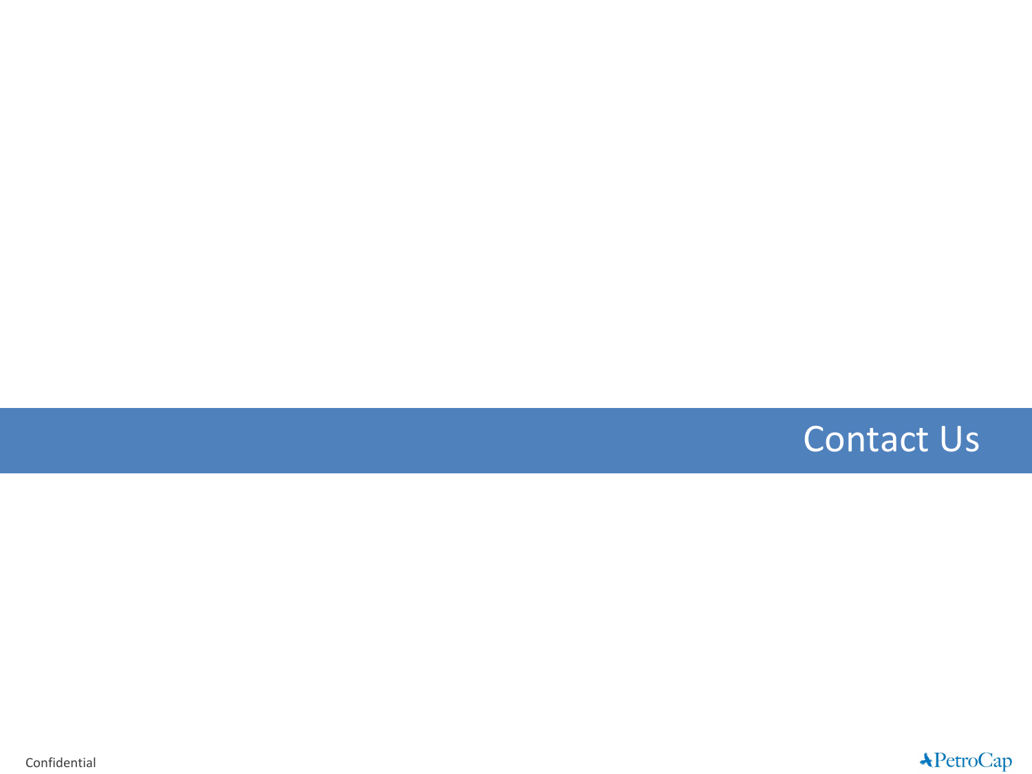# Contact Us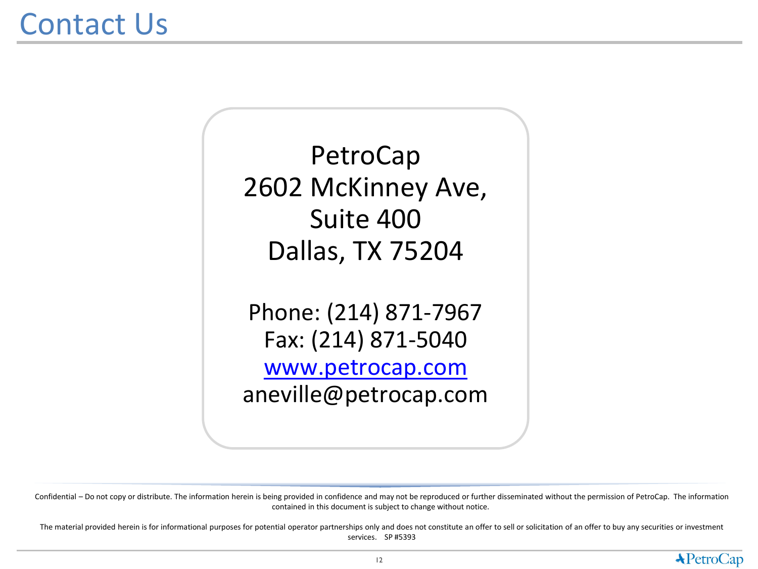# Contact Us

PetroCap
2602 McKinney Ave,
Suite 400
Dallas, TX 75204

Phone: (214) 871-7967
Fax: (214) 871-5040
www.petrocap.com
aneville@petrocap.com

Confidential – Do not copy or distribute. The information herein is being provided in confidence and may not be reproduced or further disseminated without the permission of PetroCap. The information contained in this document is subject to change without notice.

The material provided herein is for informational purposes for potential operator partnerships only and does not constitute an offer to sell or solicitation of an offer to buy any securities or investment services. SP #5393